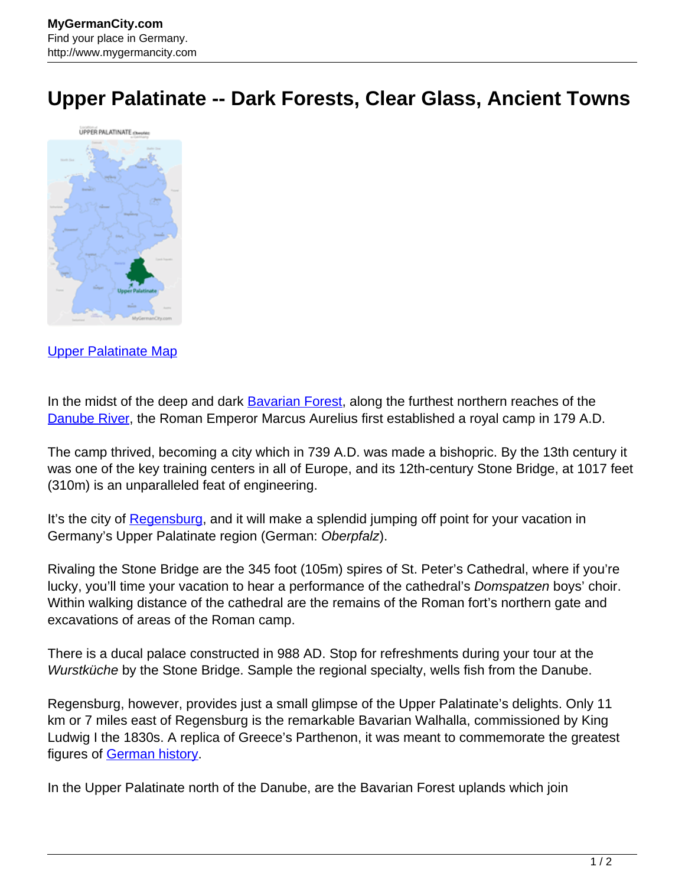# Upper Palatinate -- Dark Forests, Clear Glass, Ancient Towns

Upper Palatinate Map

In the midst of the deep and dark Bavarian Forest, along the furthest northern reaches of the Danube River, the Roman Emperor Marcus Aurelius first established a royal camp in 179 A.D.

The camp thrived, becoming a city which in 739 A.D. was made a bishopric. By the 13th century it was one of the key training centers in all of Europe, and its 12th-century Stone Bridge, at 1017 feet (310m) is an unparalleled feat of engineering.

It's the city of Regensburg, and it will make a splendid jumping off point for your vacation in Germany's Upper Palatinate region (German: *Oberpfalz*).

Rivaling the Stone Bridge are the 345 foot (105m) spires of St. Peter's Cathedral, where if you're lucky, you'll time your vacation to hear a performance of the cathedral's *Domspatzen* boys' choir. Within walking distance of the cathedral are the remains of the Roman fort's northern gate and excavations of areas of the Roman camp.

There is a ducal palace constructed in 988 AD. Stop for refreshments during your tour at the *Wurstküche* by the Stone Bridge. Sample the regional specialty, wells fish from the Danube.

Regensburg, however, provides just a small glimpse of the Upper Palatinate's delights. Only 11 km or 7 miles east of Regensburg is the remarkable Bavarian Walhalla, commissioned by King Ludwig I the 1830s. A replica of Greece's Parthenon, it was meant to commemorate the greatest figures of German history.

In the Upper Palatinate north of the Danube, are the Bavarian Forest uplands which join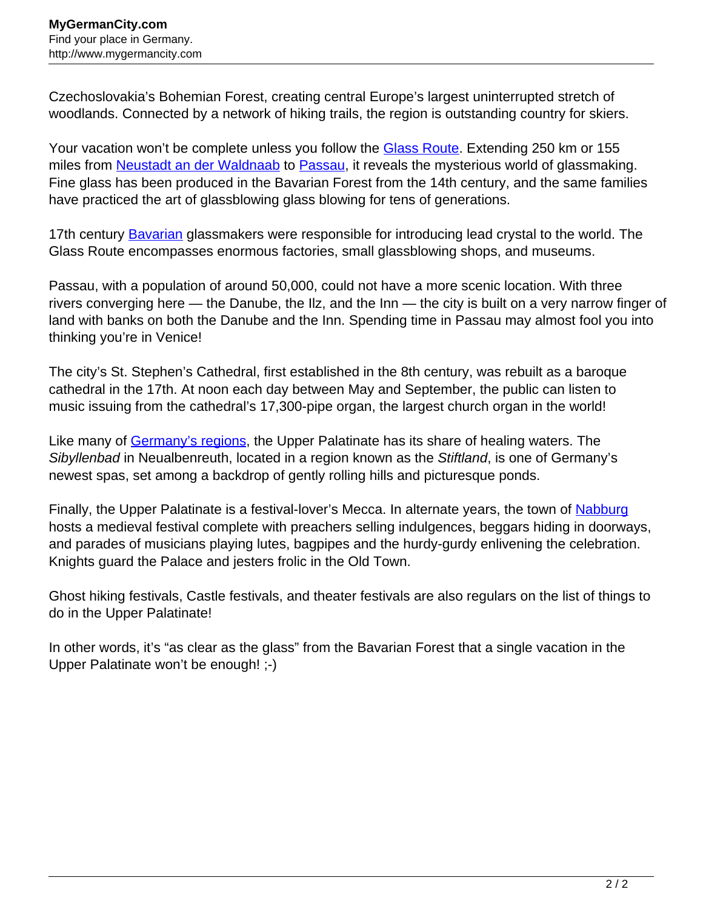Czechoslovakia's Bohemian Forest, creating central Europe's largest uninterrupted stretch of woodlands. Connected by a network of hiking trails, the region is outstanding country for skiers.

Your vacation won't be complete unless you follow the Glass Route. Extending 250 km or 155 miles from Neustadt an der Waldnaab to Passau, it reveals the mysterious world of glassmaking. Fine glass has been produced in the Bavarian Forest from the 14th century, and the same families have practiced the art of glassblowing glass blowing for tens of generations.

17th century Bavarian glassmakers were responsible for introducing lead crystal to the world. The Glass Route encompasses enormous factories, small glassblowing shops, and museums.

Passau, with a population of around 50,000, could not have a more scenic location. With three rivers converging here — the Danube, the Ilz, and the Inn — the city is built on a very narrow finger of land with banks on both the Danube and the Inn. Spending time in Passau may almost fool you into thinking you're in Venice!

The city's St. Stephen's Cathedral, first established in the 8th century, was rebuilt as a baroque cathedral in the 17th. At noon each day between May and September, the public can listen to music issuing from the cathedral's 17,300-pipe organ, the largest church organ in the world!

Like many of Germany's regions, the Upper Palatinate has its share of healing waters. The *Sibyllenbad* in Neualbenreuth, located in a region known as the *Stiftland*, is one of Germany's newest spas, set among a backdrop of gently rolling hills and picturesque ponds.

Finally, the Upper Palatinate is a festival-lover's Mecca. In alternate years, the town of Nabburg hosts a medieval festival complete with preachers selling indulgences, beggars hiding in doorways, and parades of musicians playing lutes, bagpipes and the hurdy-gurdy enlivening the celebration. Knights guard the Palace and jesters frolic in the Old Town.

Ghost hiking festivals, Castle festivals, and theater festivals are also regulars on the list of things to do in the Upper Palatinate!

In other words, it's "as clear as the glass" from the Bavarian Forest that a single vacation in the Upper Palatinate won't be enough! ;-)